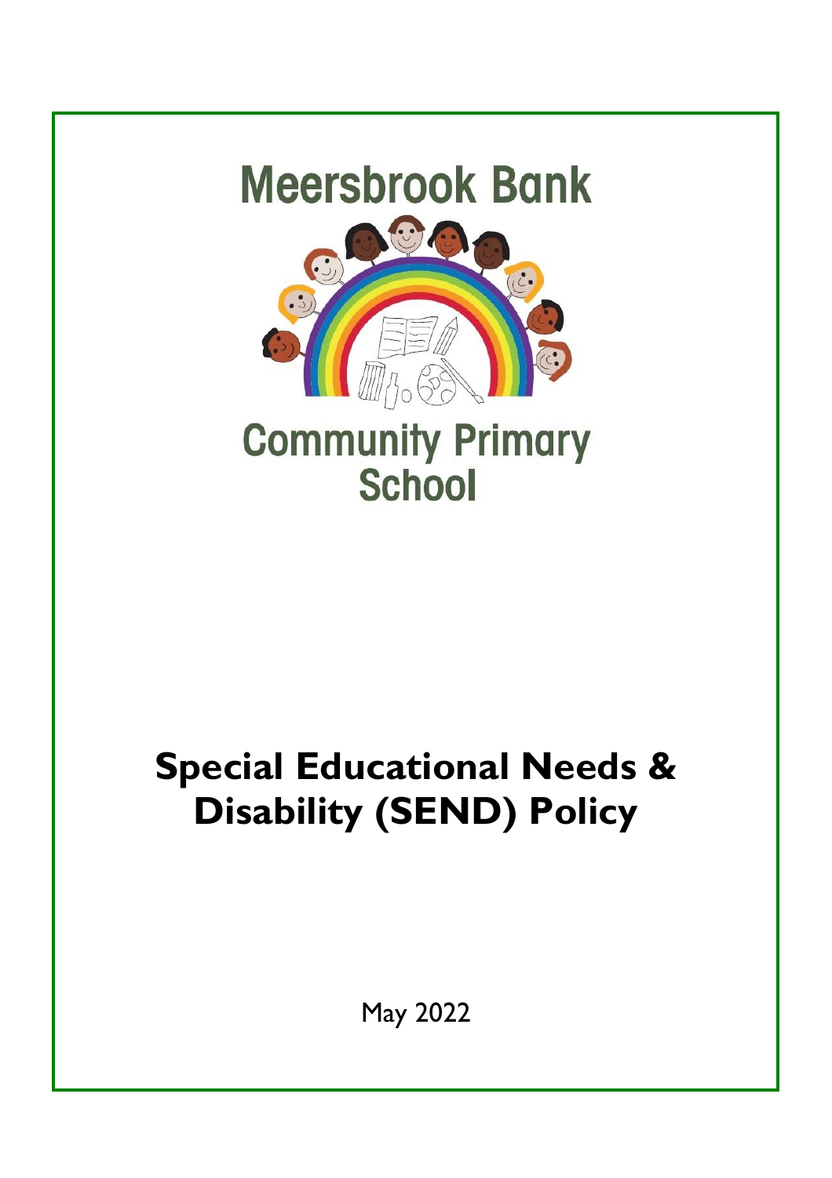Meersbrook Bank

Community Primary School

# Special Educational Needs & Disability (SEND) Policy

May 2022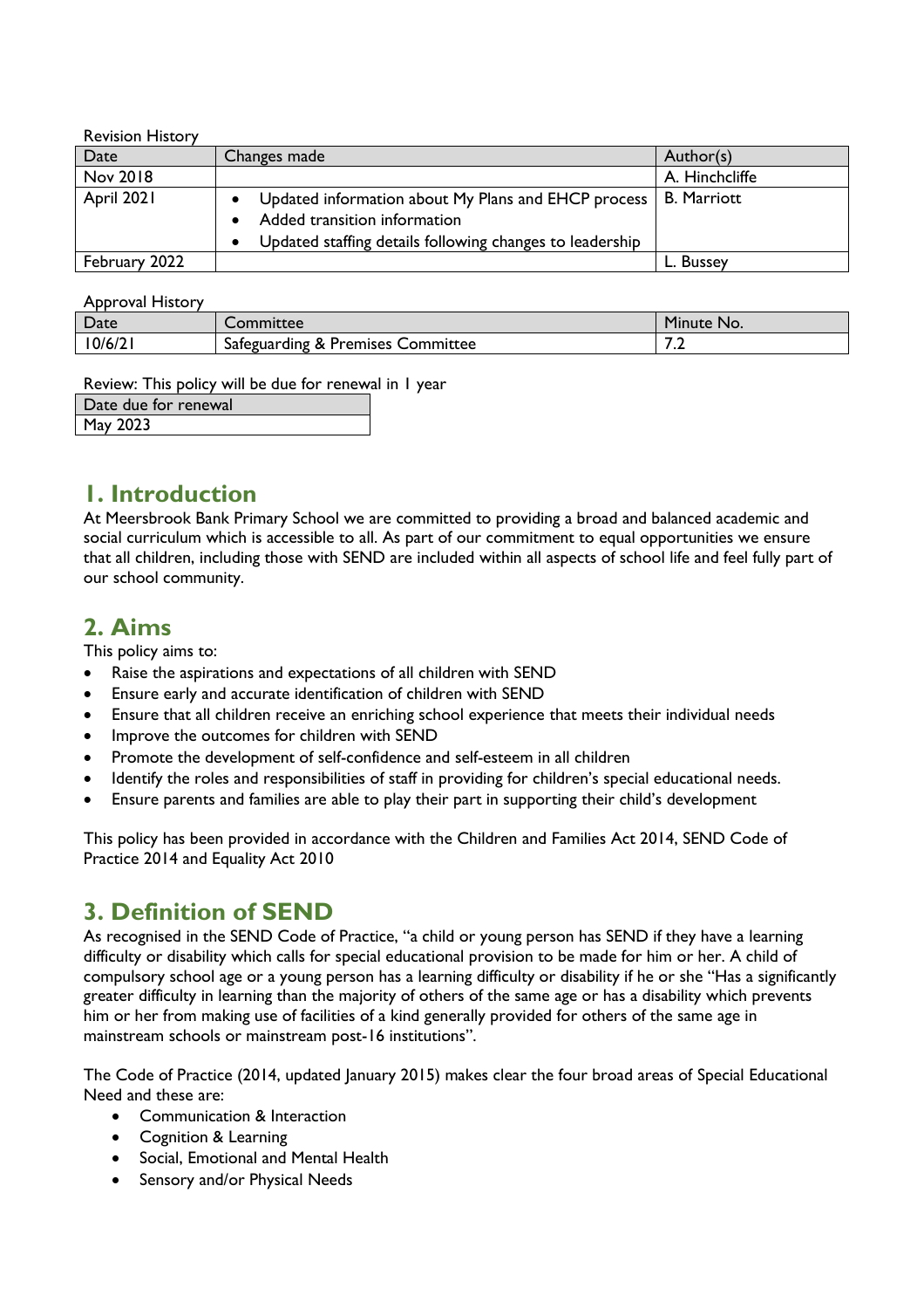Revision History

| Date | Changes made | Author(s) |
| --- | --- | --- |
| Nov 2018 | | A. Hinchcliffe |
| April 2021 | • Updated information about My Plans and EHCP process<br>• Added transition information<br>• Updated staffing details following changes to leadership | B. Marriott |
| February 2022 | | L. Bussey |

Approval History

| Date | Committee | Minute No. |
| --- | --- | --- |
| 10/6/21 | Safeguarding & Premises Committee | 7.2 |

Review: This policy will be due for renewal in 1 year

| Date due for renewal |
| --- |
| May 2023 |

## 1. Introduction

At Meersbrook Bank Primary School we are committed to providing a broad and balanced academic and social curriculum which is accessible to all. As part of our commitment to equal opportunities we ensure that all children, including those with SEND are included within all aspects of school life and feel fully part of our school community.

## 2. Aims

This policy aims to:

- Raise the aspirations and expectations of all children with SEND
- Ensure early and accurate identification of children with SEND
- Ensure that all children receive an enriching school experience that meets their individual needs
- Improve the outcomes for children with SEND
- Promote the development of self-confidence and self-esteem in all children
- Identify the roles and responsibilities of staff in providing for children's special educational needs.
- Ensure parents and families are able to play their part in supporting their child's development

This policy has been provided in accordance with the Children and Families Act 2014, SEND Code of Practice 2014 and Equality Act 2010

## 3. Definition of SEND

As recognised in the SEND Code of Practice, "a child or young person has SEND if they have a learning difficulty or disability which calls for special educational provision to be made for him or her. A child of compulsory school age or a young person has a learning difficulty or disability if he or she "Has a significantly greater difficulty in learning than the majority of others of the same age or has a disability which prevents him or her from making use of facilities of a kind generally provided for others of the same age in mainstream schools or mainstream post-16 institutions".

The Code of Practice (2014, updated January 2015) makes clear the four broad areas of Special Educational Need and these are:

- Communication & Interaction
- Cognition & Learning
- Social, Emotional and Mental Health
- Sensory and/or Physical Needs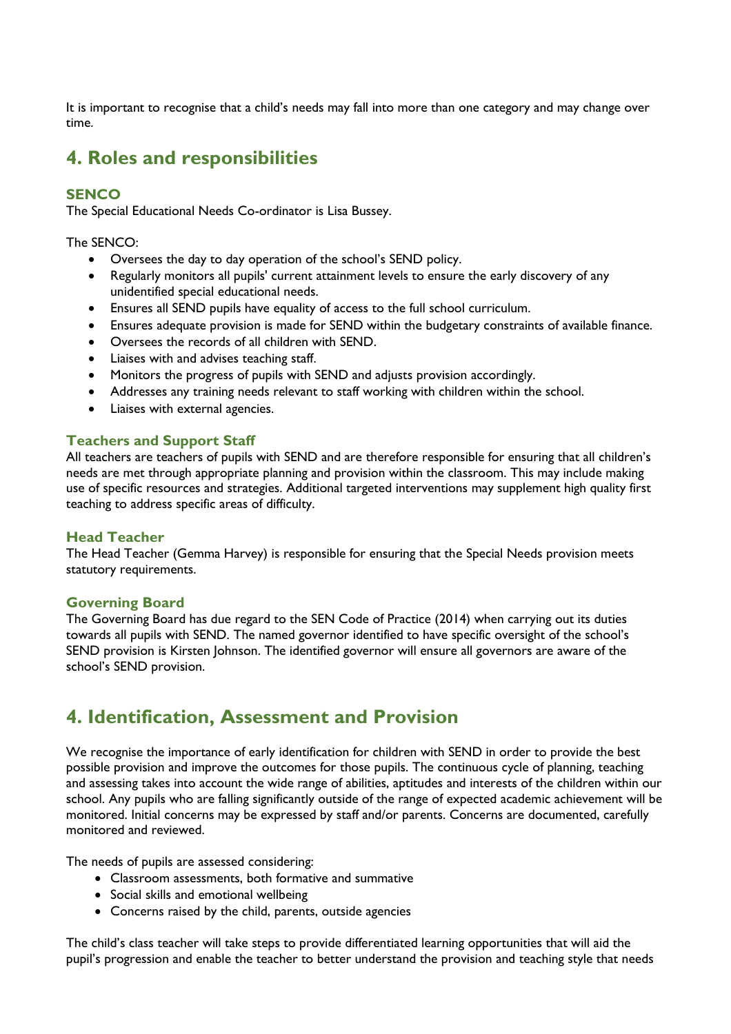It is important to recognise that a child's needs may fall into more than one category and may change over time.

## 4. Roles and responsibilities

### SENCO

The Special Educational Needs Co-ordinator is Lisa Bussey.

The SENCO:

- Oversees the day to day operation of the school's SEND policy.
- Regularly monitors all pupils' current attainment levels to ensure the early discovery of any unidentified special educational needs.
- Ensures all SEND pupils have equality of access to the full school curriculum.
- Ensures adequate provision is made for SEND within the budgetary constraints of available finance.
- Oversees the records of all children with SEND.
- Liaises with and advises teaching staff.
- Monitors the progress of pupils with SEND and adjusts provision accordingly.
- Addresses any training needs relevant to staff working with children within the school.
- Liaises with external agencies.

### Teachers and Support Staff

All teachers are teachers of pupils with SEND and are therefore responsible for ensuring that all children's needs are met through appropriate planning and provision within the classroom. This may include making use of specific resources and strategies. Additional targeted interventions may supplement high quality first teaching to address specific areas of difficulty.

### Head Teacher

The Head Teacher (Gemma Harvey) is responsible for ensuring that the Special Needs provision meets statutory requirements.

### Governing Board

The Governing Board has due regard to the SEN Code of Practice (2014) when carrying out its duties towards all pupils with SEND. The named governor identified to have specific oversight of the school's SEND provision is Kirsten Johnson. The identified governor will ensure all governors are aware of the school's SEND provision.

## 4. Identification, Assessment and Provision

We recognise the importance of early identification for children with SEND in order to provide the best possible provision and improve the outcomes for those pupils. The continuous cycle of planning, teaching and assessing takes into account the wide range of abilities, aptitudes and interests of the children within our school. Any pupils who are falling significantly outside of the range of expected academic achievement will be monitored. Initial concerns may be expressed by staff and/or parents. Concerns are documented, carefully monitored and reviewed.

The needs of pupils are assessed considering:

- Classroom assessments, both formative and summative
- Social skills and emotional wellbeing
- Concerns raised by the child, parents, outside agencies

The child's class teacher will take steps to provide differentiated learning opportunities that will aid the pupil's progression and enable the teacher to better understand the provision and teaching style that needs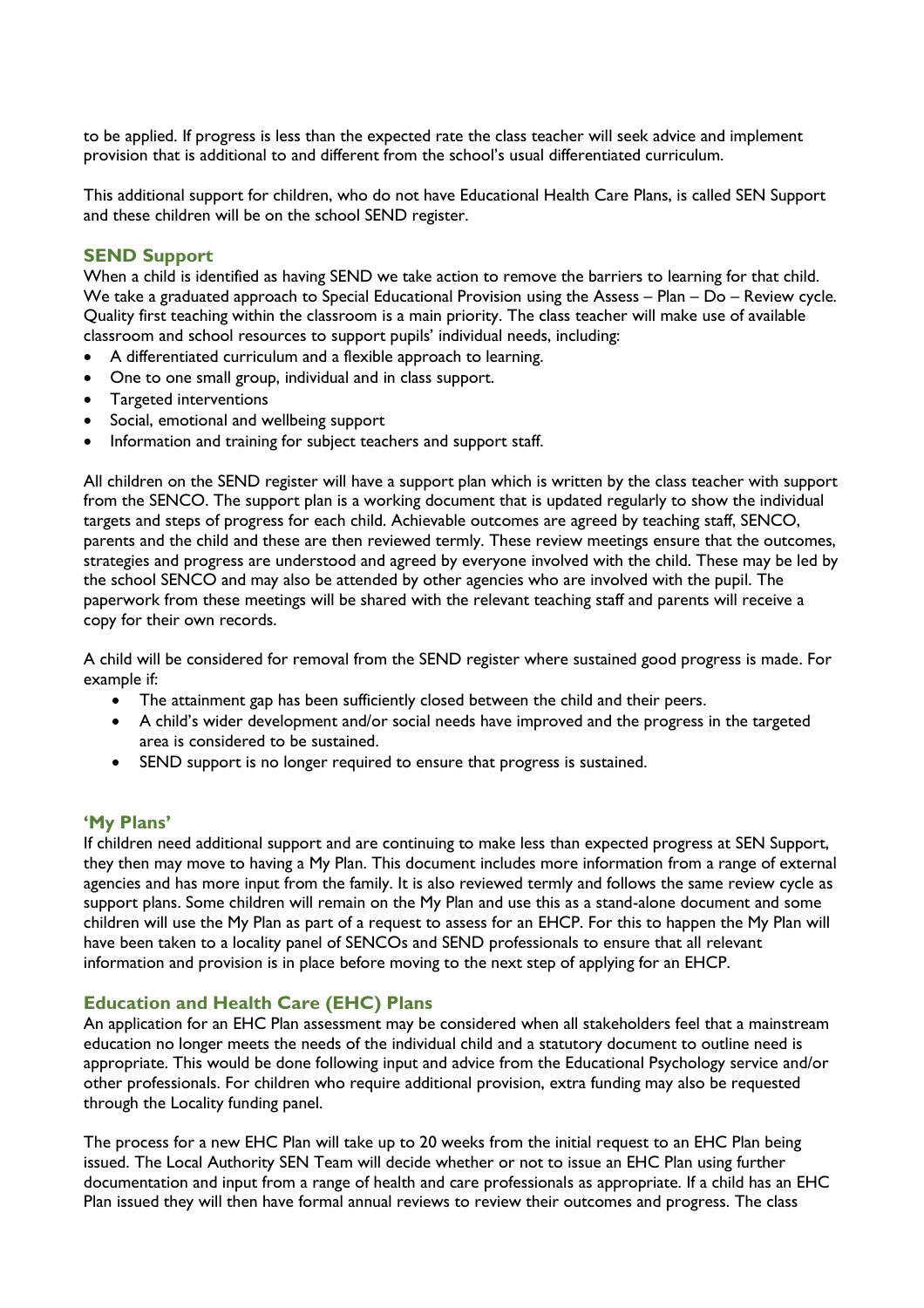to be applied. If progress is less than the expected rate the class teacher will seek advice and implement provision that is additional to and different from the school's usual differentiated curriculum.

This additional support for children, who do not have Educational Health Care Plans, is called SEN Support and these children will be on the school SEND register.

### SEND Support

When a child is identified as having SEND we take action to remove the barriers to learning for that child. We take a graduated approach to Special Educational Provision using the Assess – Plan – Do – Review cycle. Quality first teaching within the classroom is a main priority. The class teacher will make use of available classroom and school resources to support pupils' individual needs, including:

- A differentiated curriculum and a flexible approach to learning.
- One to one small group, individual and in class support.
- Targeted interventions
- Social, emotional and wellbeing support
- Information and training for subject teachers and support staff.

All children on the SEND register will have a support plan which is written by the class teacher with support from the SENCO. The support plan is a working document that is updated regularly to show the individual targets and steps of progress for each child. Achievable outcomes are agreed by teaching staff, SENCO, parents and the child and these are then reviewed termly. These review meetings ensure that the outcomes, strategies and progress are understood and agreed by everyone involved with the child. These may be led by the school SENCO and may also be attended by other agencies who are involved with the pupil. The paperwork from these meetings will be shared with the relevant teaching staff and parents will receive a copy for their own records.

A child will be considered for removal from the SEND register where sustained good progress is made. For example if:

- The attainment gap has been sufficiently closed between the child and their peers.
- A child's wider development and/or social needs have improved and the progress in the targeted area is considered to be sustained.
- SEND support is no longer required to ensure that progress is sustained.

### 'My Plans'

If children need additional support and are continuing to make less than expected progress at SEN Support, they then may move to having a My Plan. This document includes more information from a range of external agencies and has more input from the family. It is also reviewed termly and follows the same review cycle as support plans. Some children will remain on the My Plan and use this as a stand-alone document and some children will use the My Plan as part of a request to assess for an EHCP. For this to happen the My Plan will have been taken to a locality panel of SENCOs and SEND professionals to ensure that all relevant information and provision is in place before moving to the next step of applying for an EHCP.

### Education and Health Care (EHC) Plans

An application for an EHC Plan assessment may be considered when all stakeholders feel that a mainstream education no longer meets the needs of the individual child and a statutory document to outline need is appropriate. This would be done following input and advice from the Educational Psychology service and/or other professionals. For children who require additional provision, extra funding may also be requested through the Locality funding panel.

The process for a new EHC Plan will take up to 20 weeks from the initial request to an EHC Plan being issued. The Local Authority SEN Team will decide whether or not to issue an EHC Plan using further documentation and input from a range of health and care professionals as appropriate. If a child has an EHC Plan issued they will then have formal annual reviews to review their outcomes and progress. The class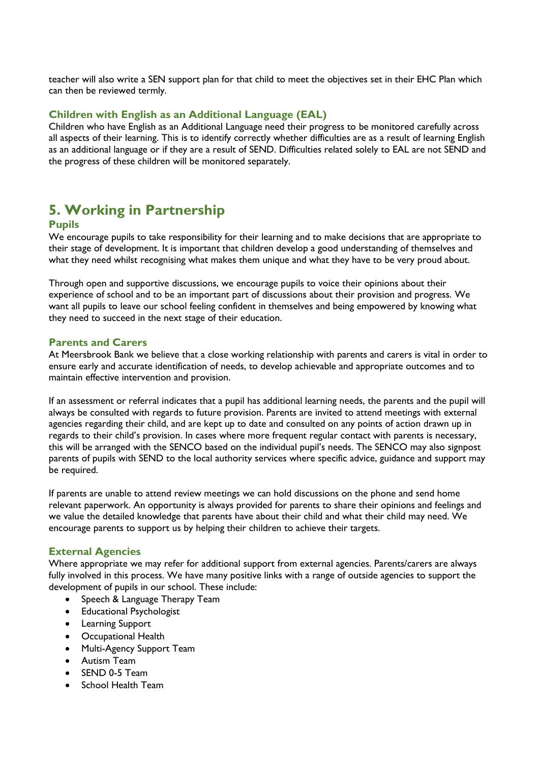teacher will also write a SEN support plan for that child to meet the objectives set in their EHC Plan which can then be reviewed termly.

### Children with English as an Additional Language (EAL)

Children who have English as an Additional Language need their progress to be monitored carefully across all aspects of their learning. This is to identify correctly whether difficulties are as a result of learning English as an additional language or if they are a result of SEND. Difficulties related solely to EAL are not SEND and the progress of these children will be monitored separately.

## 5. Working in Partnership

### Pupils

We encourage pupils to take responsibility for their learning and to make decisions that are appropriate to their stage of development. It is important that children develop a good understanding of themselves and what they need whilst recognising what makes them unique and what they have to be very proud about.

Through open and supportive discussions, we encourage pupils to voice their opinions about their experience of school and to be an important part of discussions about their provision and progress. We want all pupils to leave our school feeling confident in themselves and being empowered by knowing what they need to succeed in the next stage of their education.

### Parents and Carers

At Meersbrook Bank we believe that a close working relationship with parents and carers is vital in order to ensure early and accurate identification of needs, to develop achievable and appropriate outcomes and to maintain effective intervention and provision.

If an assessment or referral indicates that a pupil has additional learning needs, the parents and the pupil will always be consulted with regards to future provision. Parents are invited to attend meetings with external agencies regarding their child, and are kept up to date and consulted on any points of action drawn up in regards to their child's provision. In cases where more frequent regular contact with parents is necessary, this will be arranged with the SENCO based on the individual pupil's needs. The SENCO may also signpost parents of pupils with SEND to the local authority services where specific advice, guidance and support may be required.

If parents are unable to attend review meetings we can hold discussions on the phone and send home relevant paperwork. An opportunity is always provided for parents to share their opinions and feelings and we value the detailed knowledge that parents have about their child and what their child may need. We encourage parents to support us by helping their children to achieve their targets.

### External Agencies

Where appropriate we may refer for additional support from external agencies. Parents/carers are always fully involved in this process. We have many positive links with a range of outside agencies to support the development of pupils in our school. These include:

- Speech & Language Therapy Team
- Educational Psychologist
- Learning Support
- Occupational Health
- Multi-Agency Support Team
- Autism Team
- SEND 0-5 Team
- School Health Team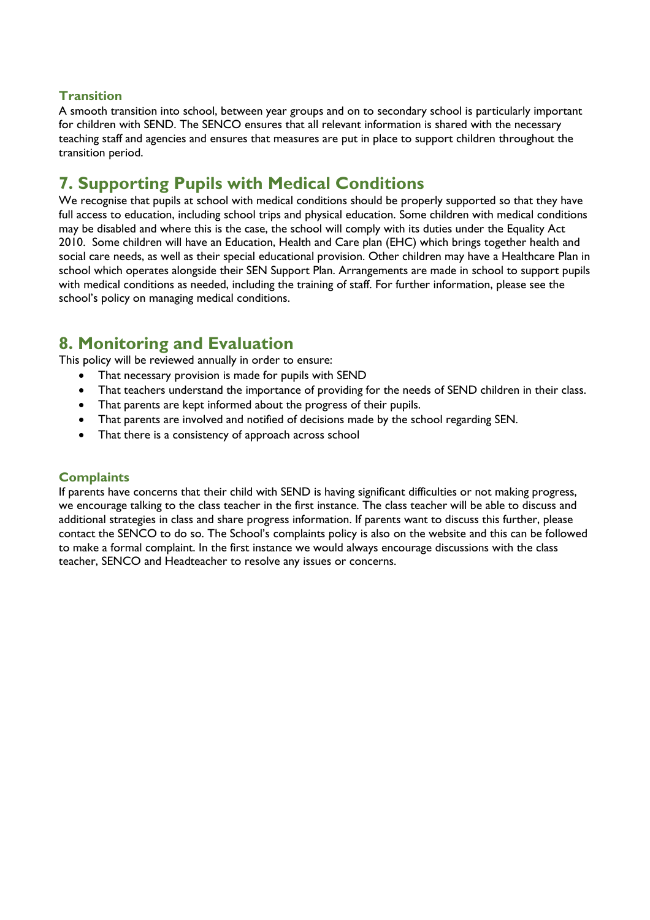### Transition

A smooth transition into school, between year groups and on to secondary school is particularly important for children with SEND. The SENCO ensures that all relevant information is shared with the necessary teaching staff and agencies and ensures that measures are put in place to support children throughout the transition period.

## 7. Supporting Pupils with Medical Conditions

We recognise that pupils at school with medical conditions should be properly supported so that they have full access to education, including school trips and physical education. Some children with medical conditions may be disabled and where this is the case, the school will comply with its duties under the Equality Act 2010. Some children will have an Education, Health and Care plan (EHC) which brings together health and social care needs, as well as their special educational provision. Other children may have a Healthcare Plan in school which operates alongside their SEN Support Plan. Arrangements are made in school to support pupils with medical conditions as needed, including the training of staff. For further information, please see the school's policy on managing medical conditions.

## 8. Monitoring and Evaluation

This policy will be reviewed annually in order to ensure:

- That necessary provision is made for pupils with SEND
- That teachers understand the importance of providing for the needs of SEND children in their class.
- That parents are kept informed about the progress of their pupils.
- That parents are involved and notified of decisions made by the school regarding SEN.
- That there is a consistency of approach across school

### Complaints

If parents have concerns that their child with SEND is having significant difficulties or not making progress, we encourage talking to the class teacher in the first instance. The class teacher will be able to discuss and additional strategies in class and share progress information. If parents want to discuss this further, please contact the SENCO to do so. The School's complaints policy is also on the website and this can be followed to make a formal complaint. In the first instance we would always encourage discussions with the class teacher, SENCO and Headteacher to resolve any issues or concerns.